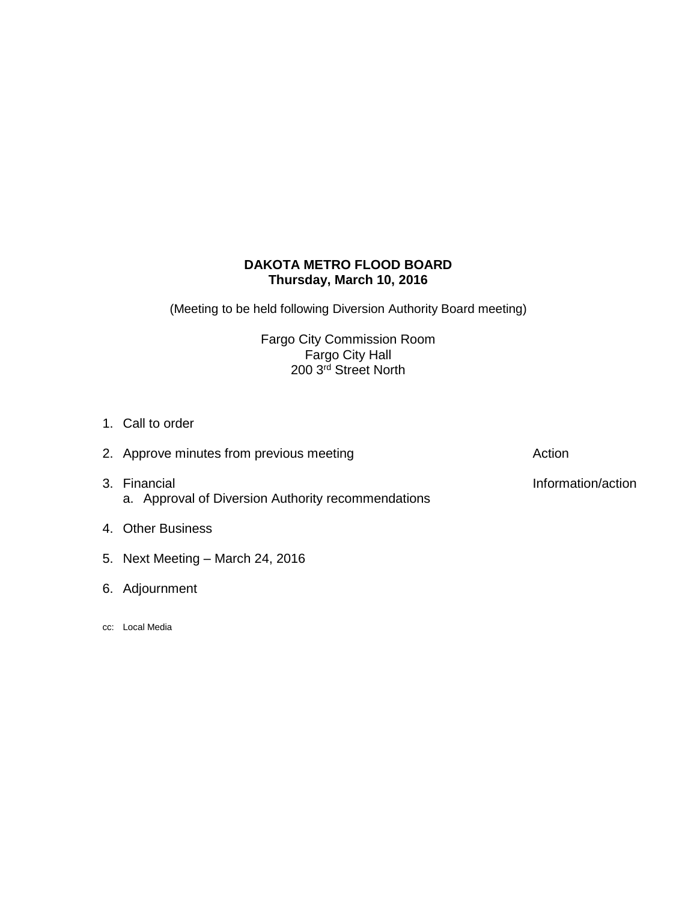**DAKOTA METRO FLOOD BOARD**
**Thursday, March 10, 2016**

(Meeting to be held following Diversion Authority Board meeting)

Fargo City Commission Room
Fargo City Hall
200 3rd Street North

1. Call to order
2. Approve minutes from previous meeting — Action
3. Financial — Information/action
   a. Approval of Diversion Authority recommendations
4. Other Business
5. Next Meeting – March 24, 2016
6. Adjournment

cc: Local Media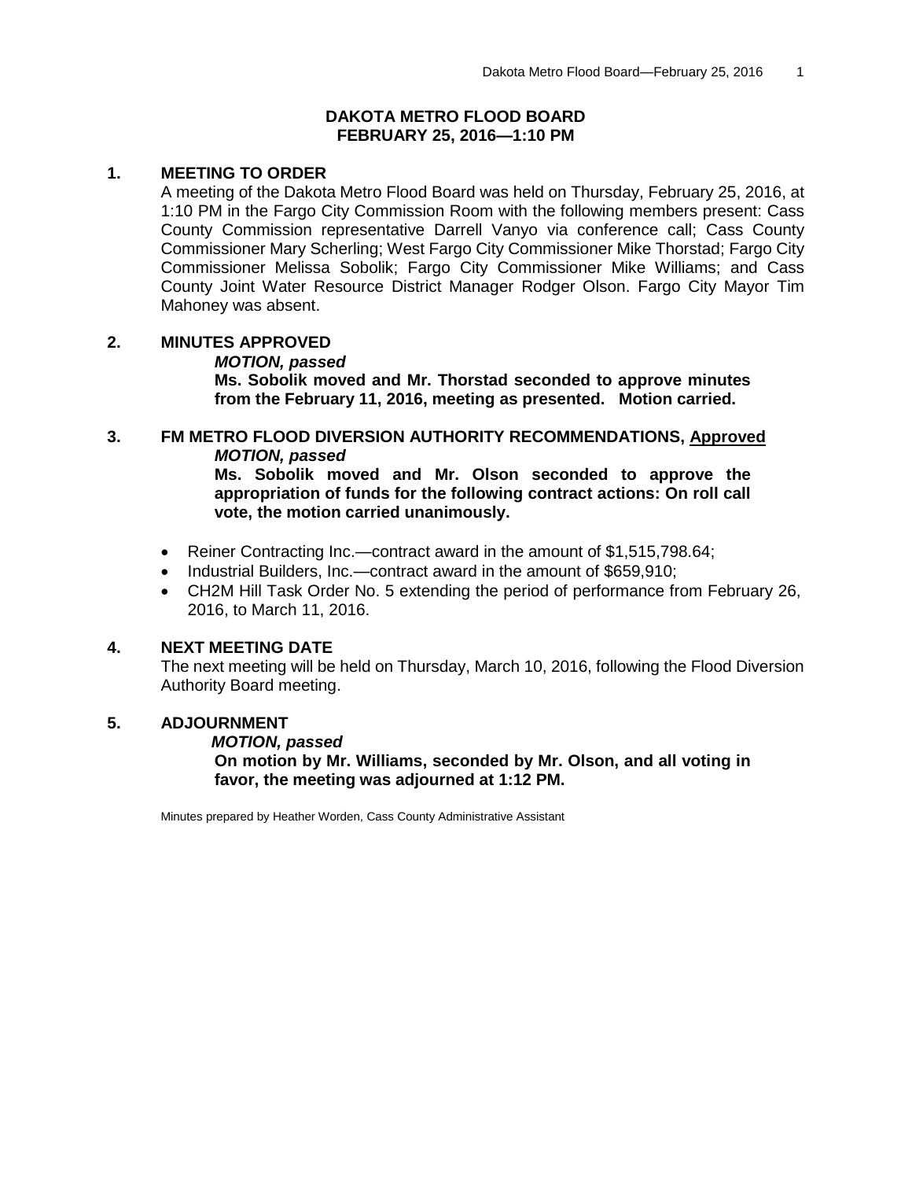# DAKOTA METRO FLOOD BOARD
## FEBRUARY 25, 2016—1:10 PM

## 1. MEETING TO ORDER

A meeting of the Dakota Metro Flood Board was held on Thursday, February 25, 2016, at 1:10 PM in the Fargo City Commission Room with the following members present: Cass County Commission representative Darrell Vanyo via conference call; Cass County Commissioner Mary Scherling; West Fargo City Commissioner Mike Thorstad; Fargo City Commissioner Melissa Sobolik; Fargo City Commissioner Mike Williams; and Cass County Joint Water Resource District Manager Rodger Olson. Fargo City Mayor Tim Mahoney was absent.

## 2. MINUTES APPROVED

***MOTION, passed***

**Ms. Sobolik moved and Mr. Thorstad seconded to approve minutes from the February 11, 2016, meeting as presented. Motion carried.**

## 3. FM METRO FLOOD DIVERSION AUTHORITY RECOMMENDATIONS, Approved

***MOTION, passed***

**Ms. Sobolik moved and Mr. Olson seconded to approve the appropriation of funds for the following contract actions: On roll call vote, the motion carried unanimously.**

- Reiner Contracting Inc.—contract award in the amount of $1,515,798.64;
- Industrial Builders, Inc.—contract award in the amount of $659,910;
- CH2M Hill Task Order No. 5 extending the period of performance from February 26, 2016, to March 11, 2016.

## 4. NEXT MEETING DATE

The next meeting will be held on Thursday, March 10, 2016, following the Flood Diversion Authority Board meeting.

## 5. ADJOURNMENT

***MOTION, passed***

**On motion by Mr. Williams, seconded by Mr. Olson, and all voting in favor, the meeting was adjourned at 1:12 PM.**

Minutes prepared by Heather Worden, Cass County Administrative Assistant